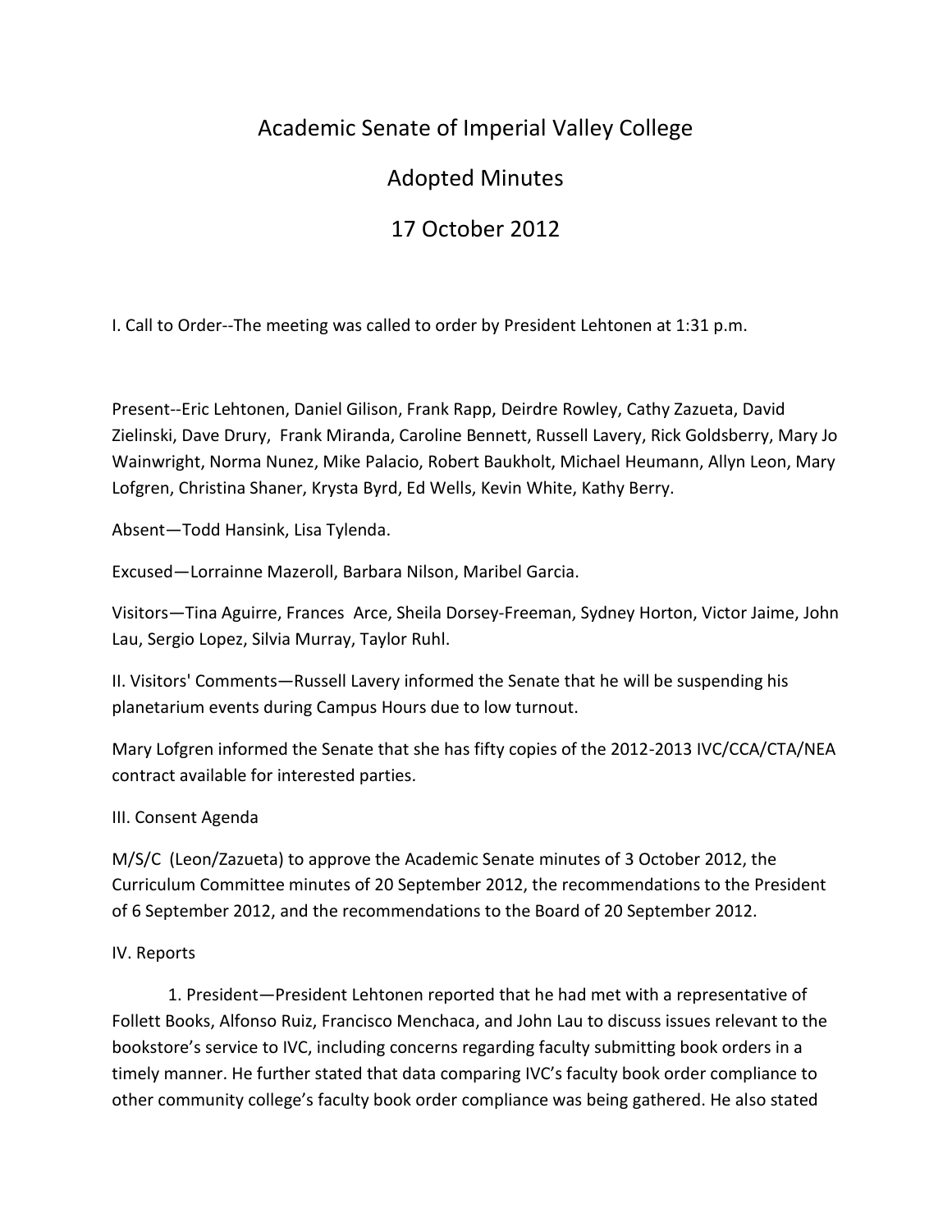# Academic Senate of Imperial Valley College

## Adopted Minutes

## 17 October 2012

I. Call to Order--The meeting was called to order by President Lehtonen at 1:31 p.m.

Present--Eric Lehtonen, Daniel Gilison, Frank Rapp, Deirdre Rowley, Cathy Zazueta, David Zielinski, Dave Drury, Frank Miranda, Caroline Bennett, Russell Lavery, Rick Goldsberry, Mary Jo Wainwright, Norma Nunez, Mike Palacio, Robert Baukholt, Michael Heumann, Allyn Leon, Mary Lofgren, Christina Shaner, Krysta Byrd, Ed Wells, Kevin White, Kathy Berry.

Absent—Todd Hansink, Lisa Tylenda.

Excused—Lorrainne Mazeroll, Barbara Nilson, Maribel Garcia.

Visitors—Tina Aguirre, Frances Arce, Sheila Dorsey-Freeman, Sydney Horton, Victor Jaime, John Lau, Sergio Lopez, Silvia Murray, Taylor Ruhl.

II. Visitors' Comments—Russell Lavery informed the Senate that he will be suspending his planetarium events during Campus Hours due to low turnout.

Mary Lofgren informed the Senate that she has fifty copies of the 2012-2013 IVC/CCA/CTA/NEA contract available for interested parties.

III. Consent Agenda

M/S/C (Leon/Zazueta) to approve the Academic Senate minutes of 3 October 2012, the Curriculum Committee minutes of 20 September 2012, the recommendations to the President of 6 September 2012, and the recommendations to the Board of 20 September 2012.

IV. Reports

1. President—President Lehtonen reported that he had met with a representative of Follett Books, Alfonso Ruiz, Francisco Menchaca, and John Lau to discuss issues relevant to the bookstore's service to IVC, including concerns regarding faculty submitting book orders in a timely manner. He further stated that data comparing IVC's faculty book order compliance to other community college's faculty book order compliance was being gathered. He also stated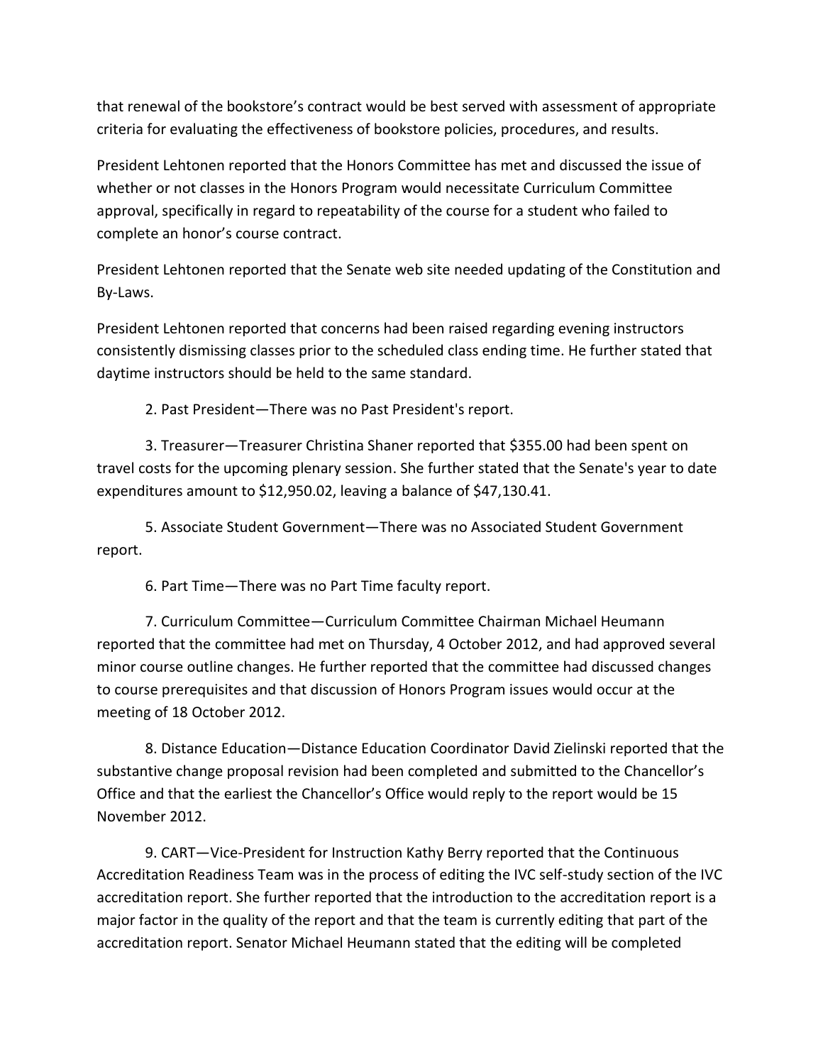that renewal of the bookstore's contract would be best served with assessment of appropriate criteria for evaluating the effectiveness of bookstore policies, procedures, and results.

President Lehtonen reported that the Honors Committee has met and discussed the issue of whether or not classes in the Honors Program would necessitate Curriculum Committee approval, specifically in regard to repeatability of the course for a student who failed to complete an honor's course contract.

President Lehtonen reported that the Senate web site needed updating of the Constitution and By-Laws.

President Lehtonen reported that concerns had been raised regarding evening instructors consistently dismissing classes prior to the scheduled class ending time. He further stated that daytime instructors should be held to the same standard.

2. Past President—There was no Past President's report.

3. Treasurer—Treasurer Christina Shaner reported that $355.00 had been spent on travel costs for the upcoming plenary session. She further stated that the Senate's year to date expenditures amount to $12,950.02, leaving a balance of $47,130.41.

5. Associate Student Government—There was no Associated Student Government report.

6. Part Time—There was no Part Time faculty report.

7. Curriculum Committee—Curriculum Committee Chairman Michael Heumann reported that the committee had met on Thursday, 4 October 2012, and had approved several minor course outline changes. He further reported that the committee had discussed changes to course prerequisites and that discussion of Honors Program issues would occur at the meeting of 18 October 2012.

8. Distance Education—Distance Education Coordinator David Zielinski reported that the substantive change proposal revision had been completed and submitted to the Chancellor's Office and that the earliest the Chancellor's Office would reply to the report would be 15 November 2012.

9. CART—Vice-President for Instruction Kathy Berry reported that the Continuous Accreditation Readiness Team was in the process of editing the IVC self-study section of the IVC accreditation report. She further reported that the introduction to the accreditation report is a major factor in the quality of the report and that the team is currently editing that part of the accreditation report. Senator Michael Heumann stated that the editing will be completed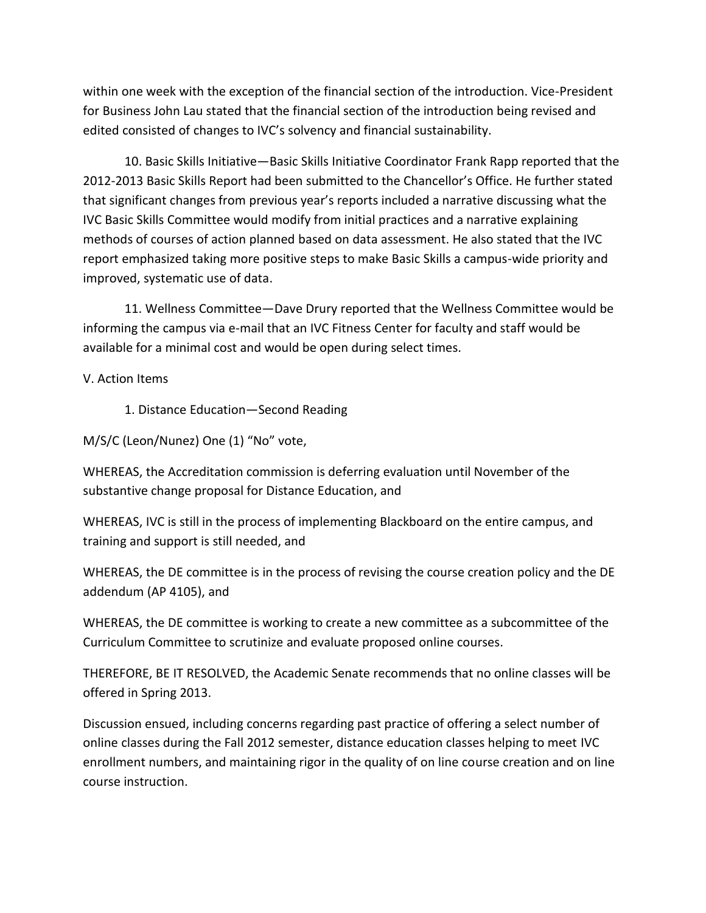within one week with the exception of the financial section of the introduction. Vice-President for Business John Lau stated that the financial section of the introduction being revised and edited consisted of changes to IVC's solvency and financial sustainability.

10. Basic Skills Initiative—Basic Skills Initiative Coordinator Frank Rapp reported that the 2012-2013 Basic Skills Report had been submitted to the Chancellor's Office. He further stated that significant changes from previous year's reports included a narrative discussing what the IVC Basic Skills Committee would modify from initial practices and a narrative explaining methods of courses of action planned based on data assessment. He also stated that the IVC report emphasized taking more positive steps to make Basic Skills a campus-wide priority and improved, systematic use of data.

11. Wellness Committee—Dave Drury reported that the Wellness Committee would be informing the campus via e-mail that an IVC Fitness Center for faculty and staff would be available for a minimal cost and would be open during select times.

V. Action Items

1. Distance Education—Second Reading

M/S/C (Leon/Nunez) One (1) "No" vote,

WHEREAS, the Accreditation commission is deferring evaluation until November of the substantive change proposal for Distance Education, and

WHEREAS, IVC is still in the process of implementing Blackboard on the entire campus, and training and support is still needed, and

WHEREAS, the DE committee is in the process of revising the course creation policy and the DE addendum (AP 4105), and

WHEREAS, the DE committee is working to create a new committee as a subcommittee of the Curriculum Committee to scrutinize and evaluate proposed online courses.

THEREFORE, BE IT RESOLVED, the Academic Senate recommends that no online classes will be offered in Spring 2013.

Discussion ensued, including concerns regarding past practice of offering a select number of online classes during the Fall 2012 semester, distance education classes helping to meet IVC enrollment numbers, and maintaining rigor in the quality of on line course creation and on line course instruction.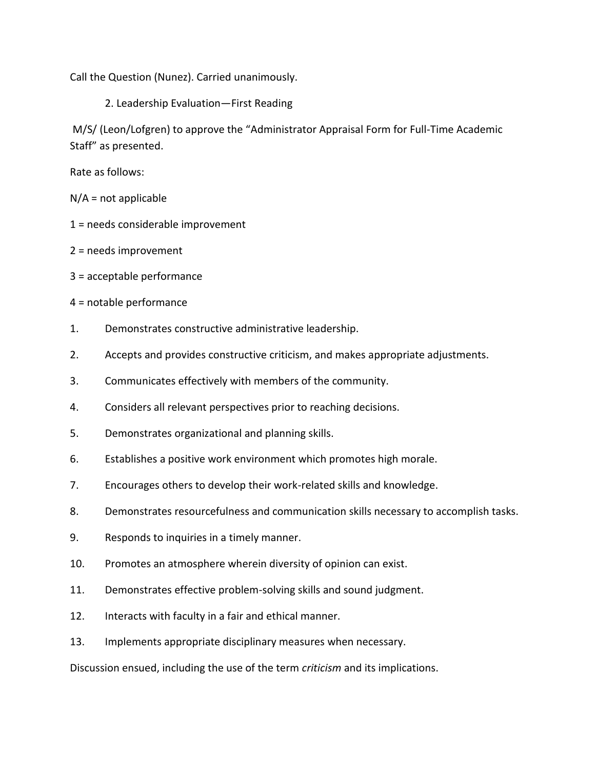Call the Question (Nunez). Carried unanimously.

2. Leadership Evaluation—First Reading

M/S/ (Leon/Lofgren) to approve the "Administrator Appraisal Form for Full-Time Academic Staff" as presented.

Rate as follows:

N/A = not applicable

1 = needs considerable improvement

2 = needs improvement

3 = acceptable performance

4 = notable performance

1. Demonstrates constructive administrative leadership.
2. Accepts and provides constructive criticism, and makes appropriate adjustments.
3. Communicates effectively with members of the community.
4. Considers all relevant perspectives prior to reaching decisions.
5. Demonstrates organizational and planning skills.
6. Establishes a positive work environment which promotes high morale.
7. Encourages others to develop their work-related skills and knowledge.
8. Demonstrates resourcefulness and communication skills necessary to accomplish tasks.
9. Responds to inquiries in a timely manner.
10. Promotes an atmosphere wherein diversity of opinion can exist.
11. Demonstrates effective problem-solving skills and sound judgment.
12. Interacts with faculty in a fair and ethical manner.
13. Implements appropriate disciplinary measures when necessary.

Discussion ensued, including the use of the term *criticism* and its implications.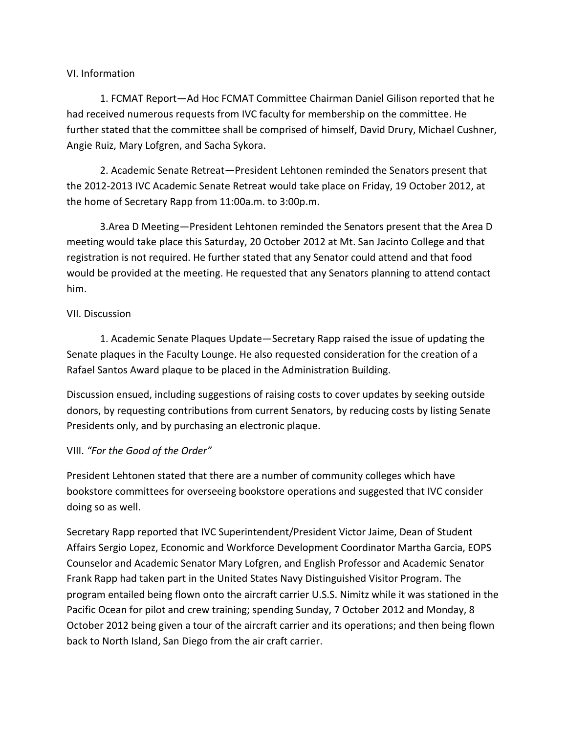VI. Information

1. FCMAT Report—Ad Hoc FCMAT Committee Chairman Daniel Gilison reported that he had received numerous requests from IVC faculty for membership on the committee. He further stated that the committee shall be comprised of himself, David Drury, Michael Cushner, Angie Ruiz, Mary Lofgren, and Sacha Sykora.

2. Academic Senate Retreat—President Lehtonen reminded the Senators present that the 2012-2013 IVC Academic Senate Retreat would take place on Friday, 19 October 2012, at the home of Secretary Rapp from 11:00a.m. to 3:00p.m.

3.Area D Meeting—President Lehtonen reminded the Senators present that the Area D meeting would take place this Saturday, 20 October 2012 at Mt. San Jacinto College and that registration is not required. He further stated that any Senator could attend and that food would be provided at the meeting. He requested that any Senators planning to attend contact him.

VII. Discussion

1. Academic Senate Plaques Update—Secretary Rapp raised the issue of updating the Senate plaques in the Faculty Lounge. He also requested consideration for the creation of a Rafael Santos Award plaque to be placed in the Administration Building.

Discussion ensued, including suggestions of raising costs to cover updates by seeking outside donors, by requesting contributions from current Senators, by reducing costs by listing Senate Presidents only, and by purchasing an electronic plaque.

VIII. *"For the Good of the Order"*

President Lehtonen stated that there are a number of community colleges which have bookstore committees for overseeing bookstore operations and suggested that IVC consider doing so as well.

Secretary Rapp reported that IVC Superintendent/President Victor Jaime, Dean of Student Affairs Sergio Lopez, Economic and Workforce Development Coordinator Martha Garcia, EOPS Counselor and Academic Senator Mary Lofgren, and English Professor and Academic Senator Frank Rapp had taken part in the United States Navy Distinguished Visitor Program. The program entailed being flown onto the aircraft carrier U.S.S. Nimitz while it was stationed in the Pacific Ocean for pilot and crew training; spending Sunday, 7 October 2012 and Monday, 8 October 2012 being given a tour of the aircraft carrier and its operations; and then being flown back to North Island, San Diego from the air craft carrier.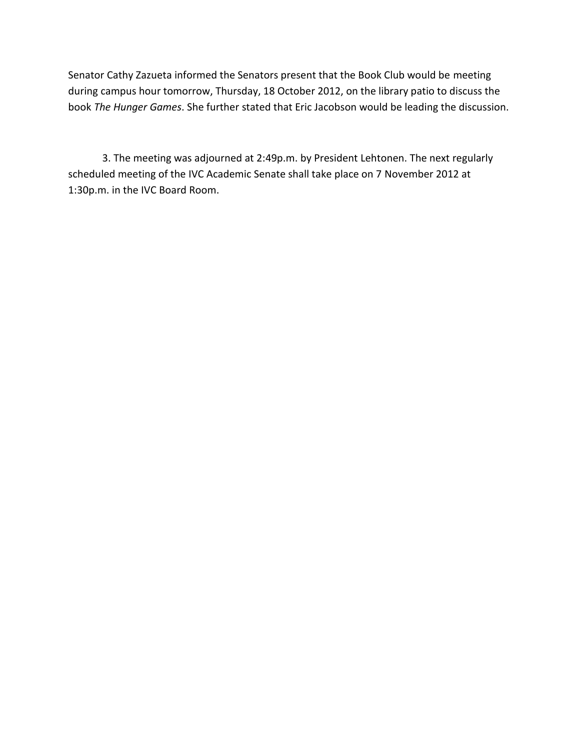Senator Cathy Zazueta informed the Senators present that the Book Club would be meeting during campus hour tomorrow, Thursday, 18 October 2012, on the library patio to discuss the book *The Hunger Games*. She further stated that Eric Jacobson would be leading the discussion.

3. The meeting was adjourned at 2:49p.m. by President Lehtonen. The next regularly scheduled meeting of the IVC Academic Senate shall take place on 7 November 2012 at 1:30p.m. in the IVC Board Room.